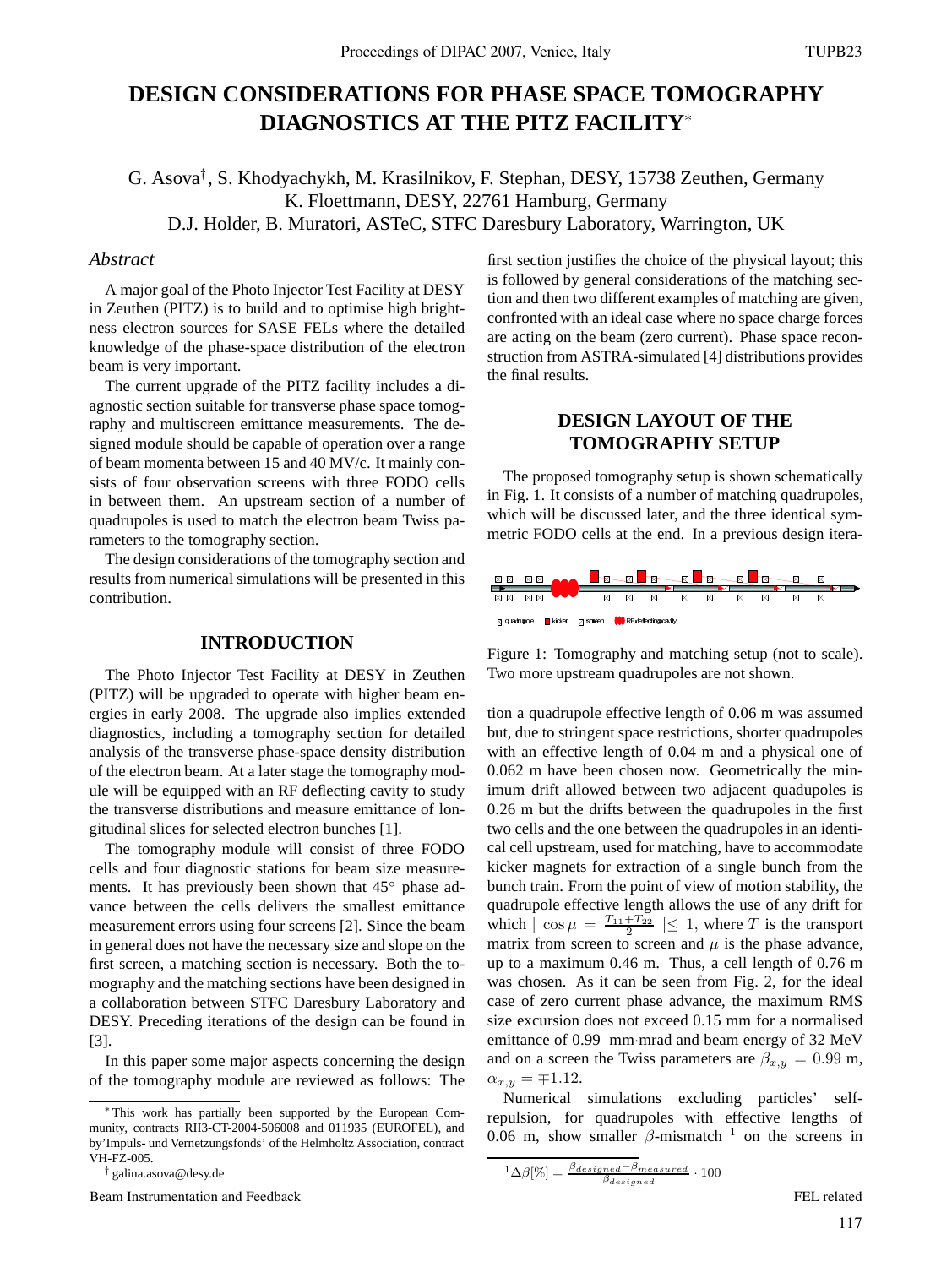# DESIGN CONSIDERATIONS FOR PHASE SPACE TOMOGRAPHY DIAGNOSTICS AT THE PITZ FACILITY*

G. Asova†, S. Khodyachykh, M. Krasilnikov, F. Stephan, DESY, 15738 Zeuthen, Germany
K. Floettmann, DESY, 22761 Hamburg, Germany
D.J. Holder, B. Muratori, ASTeC, STFC Daresbury Laboratory, Warrington, UK

## *Abstract*

A major goal of the Photo Injector Test Facility at DESY in Zeuthen (PITZ) is to build and to optimise high brightness electron sources for SASE FELs where the detailed knowledge of the phase-space distribution of the electron beam is very important.

The current upgrade of the PITZ facility includes a diagnostic section suitable for transverse phase space tomography and multiscreen emittance measurements. The designed module should be capable of operation over a range of beam momenta between 15 and 40 MV/c. It mainly consists of four observation screens with three FODO cells in between them. An upstream section of a number of quadrupoles is used to match the electron beam Twiss parameters to the tomography section.

The design considerations of the tomography section and results from numerical simulations will be presented in this contribution.

## INTRODUCTION

The Photo Injector Test Facility at DESY in Zeuthen (PITZ) will be upgraded to operate with higher beam energies in early 2008. The upgrade also implies extended diagnostics, including a tomography section for detailed analysis of the transverse phase-space density distribution of the electron beam. At a later stage the tomography module will be equipped with an RF deflecting cavity to study the transverse distributions and measure emittance of longitudinal slices for selected electron bunches [1].

The tomography module will consist of three FODO cells and four diagnostic stations for beam size measurements. It has previously been shown that 45° phase advance between the cells delivers the smallest emittance measurement errors using four screens [2]. Since the beam in general does not have the necessary size and slope on the first screen, a matching section is necessary. Both the tomography and the matching sections have been designed in a collaboration between STFC Daresbury Laboratory and DESY. Preceding iterations of the design can be found in [3].

In this paper some major aspects concerning the design of the tomography module are reviewed as follows: The first section justifies the choice of the physical layout; this is followed by general considerations of the matching section and then two different examples of matching are given, confronted with an ideal case where no space charge forces are acting on the beam (zero current). Phase space reconstruction from ASTRA-simulated [4] distributions provides the final results.

## DESIGN LAYOUT OF THE TOMOGRAPHY SETUP

The proposed tomography setup is shown schematically in Fig. 1. It consists of a number of matching quadrupoles, which will be discussed later, and the three identical symmetric FODO cells at the end. In a previous design itera-

Figure 1: Tomography and matching setup (not to scale). Two more upstream quadrupoles are not shown.

tion a quadrupole effective length of 0.06 m was assumed but, due to stringent space restrictions, shorter quadrupoles with an effective length of 0.04 m and a physical one of 0.062 m have been chosen now. Geometrically the minimum drift allowed between two adjacent quadupoles is 0.26 m but the drifts between the quadrupoles in the first two cells and the one between the quadrupoles in an identical cell upstream, used for matching, have to accommodate kicker magnets for extraction of a single bunch from the bunch train. From the point of view of motion stability, the quadrupole effective length allows the use of any drift for which $|\cos\mu = \frac{T_{11}+T_{22}}{2}| \leq 1$, where $T$ is the transport matrix from screen to screen and $\mu$ is the phase advance, up to a maximum 0.46 m. Thus, a cell length of 0.76 m was chosen. As it can be seen from Fig. 2, for the ideal case of zero current phase advance, the maximum RMS size excursion does not exceed 0.15 mm for a normalised emittance of 0.99 mm·mrad and beam energy of 32 MeV and on a screen the Twiss parameters are $\beta_{x,y} = 0.99$ m, $\alpha_{x,y} = \mp 1.12$.

Numerical simulations excluding particles' self-repulsion, for quadrupoles with effective lengths of 0.06 m, show smaller $\beta$-mismatch [1] on the screens in

---

* This work has partially been supported by the European Community, contracts RII3-CT-2004-506008 and 011935 (EUROFEL), and by 'Impuls- und Vernetzungsfonds' of the Helmholtz Association, contract VH-FZ-005.

† galina.asova@desy.de

[1] $\Delta\beta[\%] = \frac{\beta_{designed} - \beta_{measured}}{\beta_{designed}} \cdot 100$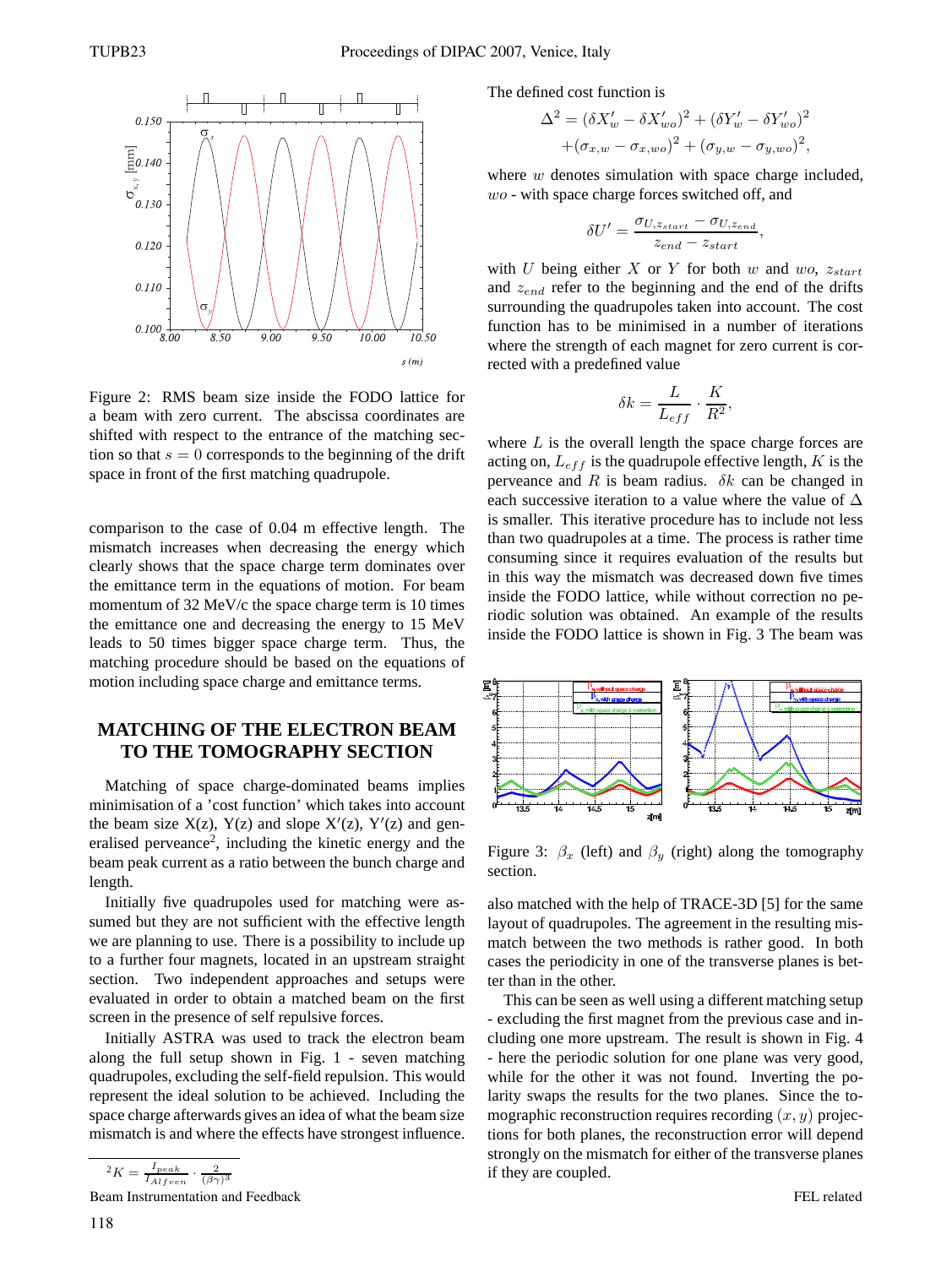Figure 2: RMS beam size inside the FODO lattice for a beam with zero current. The abscissa coordinates are shifted with respect to the entrance of the matching section so that $s = 0$ corresponds to the beginning of the drift space in front of the first matching quadrupole.

comparison to the case of 0.04 m effective length. The mismatch increases when decreasing the energy which clearly shows that the space charge term dominates over the emittance term in the equations of motion. For beam momentum of 32 MeV/c the space charge term is 10 times the emittance one and decreasing the energy to 15 MeV leads to 50 times bigger space charge term. Thus, the matching procedure should be based on the equations of motion including space charge and emittance terms.

## MATCHING OF THE ELECTRON BEAM TO THE TOMOGRAPHY SECTION

Matching of space charge-dominated beams implies minimisation of a 'cost function' which takes into account the beam size X(z), Y(z) and slope X′(z), Y′(z) and generalised perveance[2], including the kinetic energy and the beam peak current as a ratio between the bunch charge and length.

Initially five quadrupoles used for matching were assumed but they are not sufficient with the effective length we are planning to use. There is a possibility to include up to a further four magnets, located in an upstream straight section. Two independent approaches and setups were evaluated in order to obtain a matched beam on the first screen in the presence of self repulsive forces.

Initially ASTRA was used to track the electron beam along the full setup shown in Fig. 1 - seven matching quadrupoles, excluding the self-field repulsion. This would represent the ideal solution to be achieved. Including the space charge afterwards gives an idea of what the beam size mismatch is and where the effects have strongest influence.

[2] $K = \frac{I_{peak}}{I_{Alfven}} \cdot \frac{2}{(\beta\gamma)^3}$

The defined cost function is

$$\Delta^2 = (\delta X'_w - \delta X'_{wo})^2 + (\delta Y'_w - \delta Y'_{wo})^2 + (\sigma_{x,w} - \sigma_{x,wo})^2 + (\sigma_{y,w} - \sigma_{y,wo})^2,$$

where $w$ denotes simulation with space charge included, $wo$ - with space charge forces switched off, and

$$\delta U' = \frac{\sigma_{U,z_{start}} - \sigma_{U,z_{end}}}{z_{end} - z_{start}},$$

with $U$ being either $X$ or $Y$ for both $w$ and $wo$, $z_{start}$ and $z_{end}$ refer to the beginning and the end of the drifts surrounding the quadrupoles taken into account. The cost function has to be minimised in a number of iterations where the strength of each magnet for zero current is corrected with a predefined value

$$\delta k = \frac{L}{L_{eff}} \cdot \frac{K}{R^2},$$

where $L$ is the overall length the space charge forces are acting on, $L_{eff}$ is the quadrupole effective length, $K$ is the perveance and $R$ is beam radius. $\delta k$ can be changed in each successive iteration to a value where the value of $\Delta$ is smaller. This iterative procedure has to include not less than two quadrupoles at a time. The process is rather time consuming since it requires evaluation of the results but in this way the mismatch was decreased down five times inside the FODO lattice, while without correction no periodic solution was obtained. An example of the results inside the FODO lattice is shown in Fig. 3 The beam was

Figure 3: $\beta_x$ (left) and $\beta_y$ (right) along the tomography section.

also matched with the help of TRACE-3D [5] for the same layout of quadrupoles. The agreement in the resulting mismatch between the two methods is rather good. In both cases the periodicity in one of the transverse planes is better than in the other.

This can be seen as well using a different matching setup - excluding the first magnet from the previous case and including one more upstream. The result is shown in Fig. 4 - here the periodic solution for one plane was very good, while for the other it was not found. Inverting the polarity swaps the results for the two planes. Since the tomographic reconstruction requires recording $(x, y)$ projections for both planes, the reconstruction error will depend strongly on the mismatch for either of the transverse planes if they are coupled.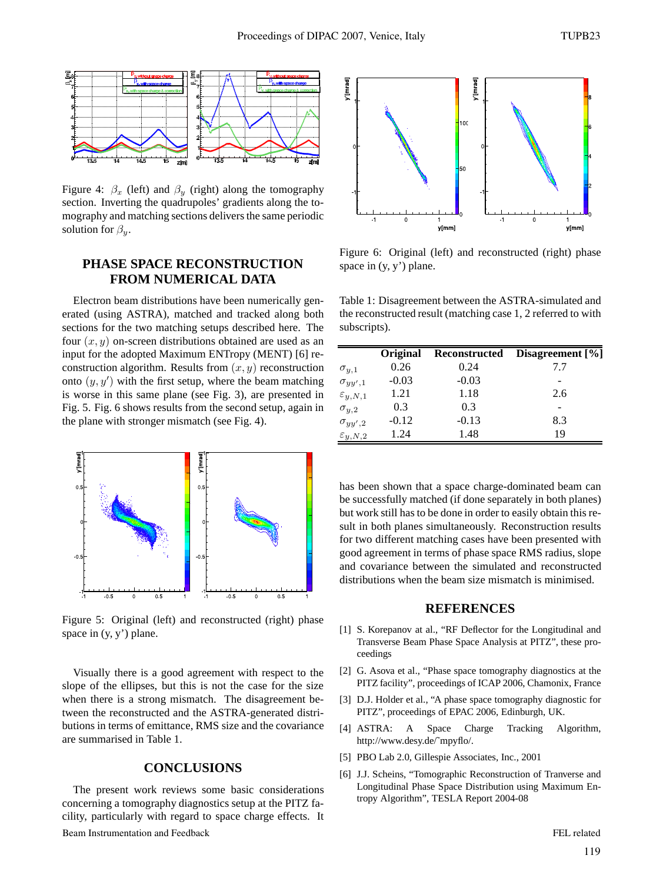Figure 4: $\beta_x$ (left) and $\beta_y$ (right) along the tomography section. Inverting the quadrupoles' gradients along the tomography and matching sections delivers the same periodic solution for $\beta_y$.

## PHASE SPACE RECONSTRUCTION FROM NUMERICAL DATA

Electron beam distributions have been numerically generated (using ASTRA), matched and tracked along both sections for the two matching setups described here. The four $(x, y)$ on-screen distributions obtained are used as an input for the adopted Maximum ENTropy (MENT) [6] reconstruction algorithm. Results from $(x, y)$ reconstruction onto $(y, y')$ with the first setup, where the beam matching is worse in this same plane (see Fig. 3), are presented in Fig. 5. Fig. 6 shows results from the second setup, again in the plane with stronger mismatch (see Fig. 4).

Figure 5: Original (left) and reconstructed (right) phase space in (y, y') plane.

Visually there is a good agreement with respect to the slope of the ellipses, but this is not the case for the size when there is a strong mismatch. The disagreement between the reconstructed and the ASTRA-generated distributions in terms of emittance, RMS size and the covariance are summarised in Table 1.

## CONCLUSIONS

The present work reviews some basic considerations concerning a tomography diagnostics setup at the PITZ facility, particularly with regard to space charge effects. It has been shown that a space charge-dominated beam can be successfully matched (if done separately in both planes) but work still has to be done in order to easily obtain this result in both planes simultaneously. Reconstruction results for two different matching cases have been presented with good agreement in terms of phase space RMS radius, slope and covariance between the simulated and reconstructed distributions when the beam size mismatch is minimised.

Figure 6: Original (left) and reconstructed (right) phase space in (y, y') plane.

Table 1: Disagreement between the ASTRA-simulated and the reconstructed result (matching case 1, 2 referred to with subscripts).

| | Original | Reconstructed | Disagreement [%] |
|---|---|---|---|
| $\sigma_{y,1}$ | 0.26 | 0.24 | 7.7 |
| $\sigma_{yy',1}$ | -0.03 | -0.03 | - |
| $\varepsilon_{y,N,1}$ | 1.21 | 1.18 | 2.6 |
| $\sigma_{y,2}$ | 0.3 | 0.3 | - |
| $\sigma_{yy',2}$ | -0.12 | -0.13 | 8.3 |
| $\varepsilon_{y,N,2}$ | 1.24 | 1.48 | 19 |

## REFERENCES

[1] S. Korepanov at al., "RF Deflector for the Longitudinal and Transverse Beam Phase Space Analysis at PITZ", these proceedings

[2] G. Asova et al., "Phase space tomography diagnostics at the PITZ facility", proceedings of ICAP 2006, Chamonix, France

[3] D.J. Holder et al., "A phase space tomography diagnostic for PITZ", proceedings of EPAC 2006, Edinburgh, UK.

[4] ASTRA: A Space Charge Tracking Algorithm, http://www.desy.de/~mpyflo/.

[5] PBO Lab 2.0, Gillespie Associates, Inc., 2001

[6] J.J. Scheins, "Tomographic Reconstruction of Tranverse and Longitudinal Phase Space Distribution using Maximum Entropy Algorithm", TESLA Report 2004-08